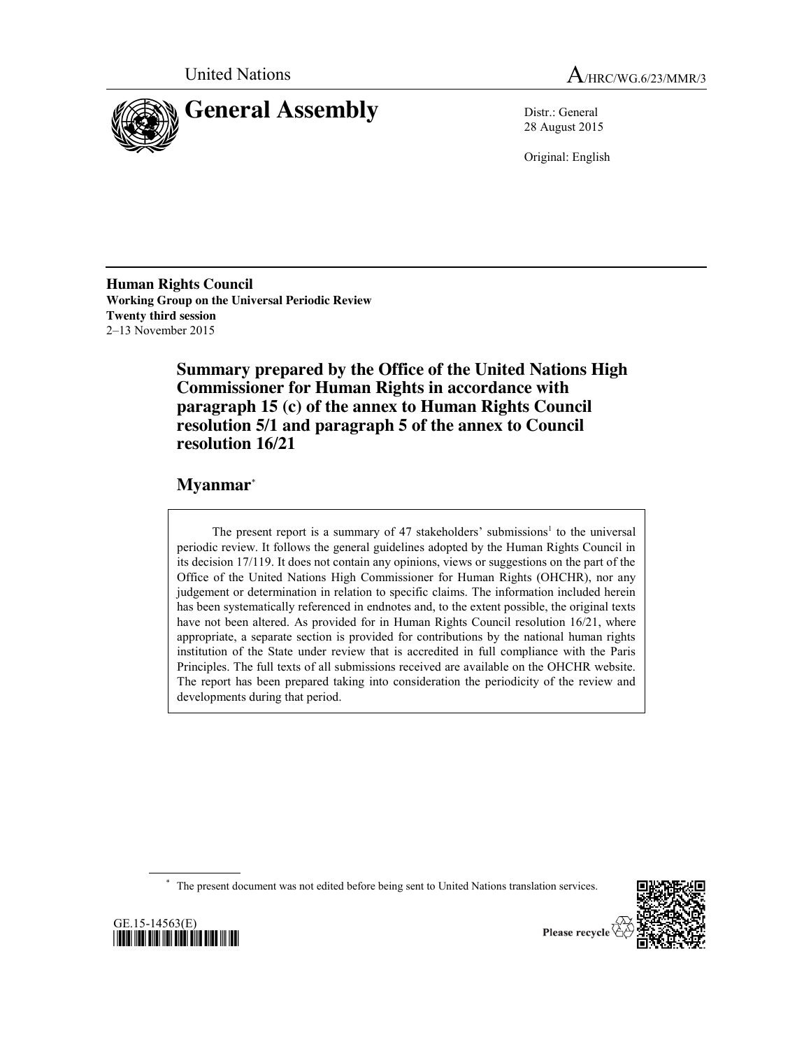United Nations

A/HRC/WG.6/23/MMR/3

# General Assembly

Distr.: General
28 August 2015

Original: English

**Human Rights Council**
**Working Group on the Universal Periodic Review**
**Twenty third session**
2–13 November 2015

## Summary prepared by the Office of the United Nations High Commissioner for Human Rights in accordance with paragraph 15 (c) of the annex to Human Rights Council resolution 5/1 and paragraph 5 of the annex to Council resolution 16/21

## Myanmar*

The present report is a summary of 47 stakeholders' submissions[1] to the universal periodic review. It follows the general guidelines adopted by the Human Rights Council in its decision 17/119. It does not contain any opinions, views or suggestions on the part of the Office of the United Nations High Commissioner for Human Rights (OHCHR), nor any judgement or determination in relation to specific claims. The information included herein has been systematically referenced in endnotes and, to the extent possible, the original texts have not been altered. As provided for in Human Rights Council resolution 16/21, where appropriate, a separate section is provided for contributions by the national human rights institution of the State under review that is accredited in full compliance with the Paris Principles. The full texts of all submissions received are available on the OHCHR website. The report has been prepared taking into consideration the periodicity of the review and developments during that period.

\* The present document was not edited before being sent to United Nations translation services.

GE.15-14563(E)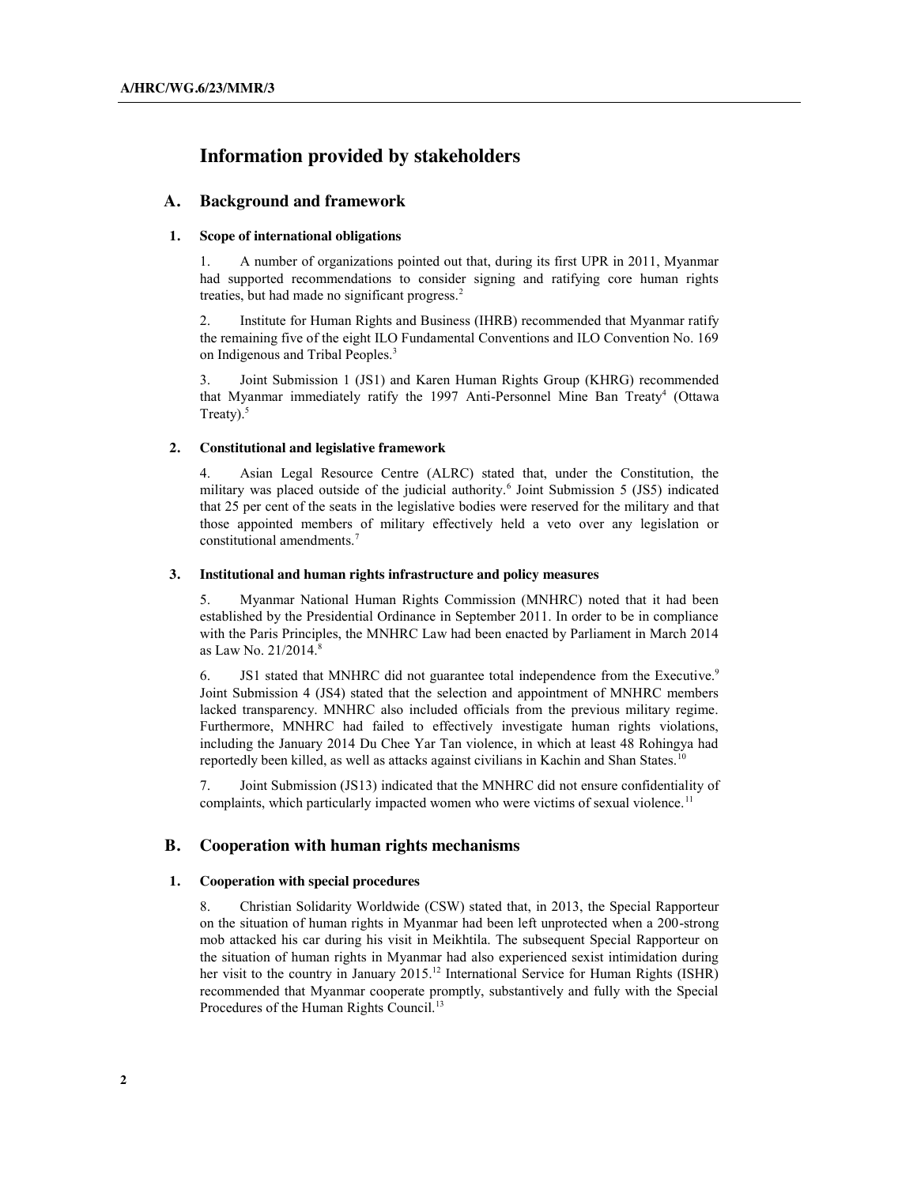# Information provided by stakeholders

## A. Background and framework

### 1. Scope of international obligations

1. A number of organizations pointed out that, during its first UPR in 2011, Myanmar had supported recommendations to consider signing and ratifying core human rights treaties, but had made no significant progress.[2]

2. Institute for Human Rights and Business (IHRB) recommended that Myanmar ratify the remaining five of the eight ILO Fundamental Conventions and ILO Convention No. 169 on Indigenous and Tribal Peoples.[3]

3. Joint Submission 1 (JS1) and Karen Human Rights Group (KHRG) recommended that Myanmar immediately ratify the 1997 Anti-Personnel Mine Ban Treaty[4] (Ottawa Treaty).[5]

### 2. Constitutional and legislative framework

4. Asian Legal Resource Centre (ALRC) stated that, under the Constitution, the military was placed outside of the judicial authority.[6] Joint Submission 5 (JS5) indicated that 25 per cent of the seats in the legislative bodies were reserved for the military and that those appointed members of military effectively held a veto over any legislation or constitutional amendments.[7]

### 3. Institutional and human rights infrastructure and policy measures

5. Myanmar National Human Rights Commission (MNHRC) noted that it had been established by the Presidential Ordinance in September 2011. In order to be in compliance with the Paris Principles, the MNHRC Law had been enacted by Parliament in March 2014 as Law No. 21/2014.[8]

6. JS1 stated that MNHRC did not guarantee total independence from the Executive.[9] Joint Submission 4 (JS4) stated that the selection and appointment of MNHRC members lacked transparency. MNHRC also included officials from the previous military regime. Furthermore, MNHRC had failed to effectively investigate human rights violations, including the January 2014 Du Chee Yar Tan violence, in which at least 48 Rohingya had reportedly been killed, as well as attacks against civilians in Kachin and Shan States.[10]

7. Joint Submission (JS13) indicated that the MNHRC did not ensure confidentiality of complaints, which particularly impacted women who were victims of sexual violence.[11]

## B. Cooperation with human rights mechanisms

### 1. Cooperation with special procedures

8. Christian Solidarity Worldwide (CSW) stated that, in 2013, the Special Rapporteur on the situation of human rights in Myanmar had been left unprotected when a 200-strong mob attacked his car during his visit in Meikhtila. The subsequent Special Rapporteur on the situation of human rights in Myanmar had also experienced sexist intimidation during her visit to the country in January 2015.[12] International Service for Human Rights (ISHR) recommended that Myanmar cooperate promptly, substantively and fully with the Special Procedures of the Human Rights Council.[13]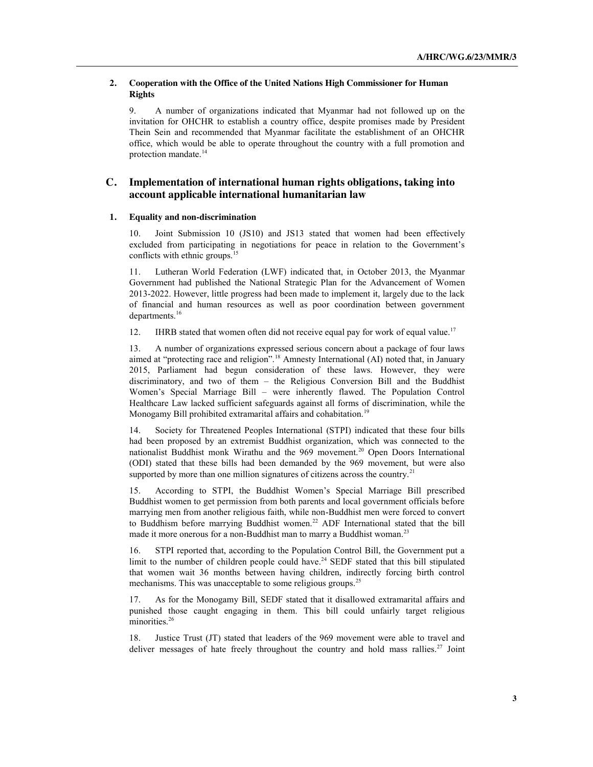### 2. Cooperation with the Office of the United Nations High Commissioner for Human Rights

9. A number of organizations indicated that Myanmar had not followed up on the invitation for OHCHR to establish a country office, despite promises made by President Thein Sein and recommended that Myanmar facilitate the establishment of an OHCHR office, which would be able to operate throughout the country with a full promotion and protection mandate.[14]

## C. Implementation of international human rights obligations, taking into account applicable international humanitarian law

### 1. Equality and non-discrimination

10. Joint Submission 10 (JS10) and JS13 stated that women had been effectively excluded from participating in negotiations for peace in relation to the Government's conflicts with ethnic groups.[15]

11. Lutheran World Federation (LWF) indicated that, in October 2013, the Myanmar Government had published the National Strategic Plan for the Advancement of Women 2013-2022. However, little progress had been made to implement it, largely due to the lack of financial and human resources as well as poor coordination between government departments.[16]

12. IHRB stated that women often did not receive equal pay for work of equal value.[17]

13. A number of organizations expressed serious concern about a package of four laws aimed at "protecting race and religion".[18] Amnesty International (AI) noted that, in January 2015, Parliament had begun consideration of these laws. However, they were discriminatory, and two of them – the Religious Conversion Bill and the Buddhist Women's Special Marriage Bill – were inherently flawed. The Population Control Healthcare Law lacked sufficient safeguards against all forms of discrimination, while the Monogamy Bill prohibited extramarital affairs and cohabitation.[19]

14. Society for Threatened Peoples International (STPI) indicated that these four bills had been proposed by an extremist Buddhist organization, which was connected to the nationalist Buddhist monk Wirathu and the 969 movement.[20] Open Doors International (ODI) stated that these bills had been demanded by the 969 movement, but were also supported by more than one million signatures of citizens across the country.[21]

15. According to STPI, the Buddhist Women's Special Marriage Bill prescribed Buddhist women to get permission from both parents and local government officials before marrying men from another religious faith, while non-Buddhist men were forced to convert to Buddhism before marrying Buddhist women.[22] ADF International stated that the bill made it more onerous for a non-Buddhist man to marry a Buddhist woman.[23]

16. STPI reported that, according to the Population Control Bill, the Government put a limit to the number of children people could have.[24] SEDF stated that this bill stipulated that women wait 36 months between having children, indirectly forcing birth control mechanisms. This was unacceptable to some religious groups.[25]

17. As for the Monogamy Bill, SEDF stated that it disallowed extramarital affairs and punished those caught engaging in them. This bill could unfairly target religious minorities.[26]

18. Justice Trust (JT) stated that leaders of the 969 movement were able to travel and deliver messages of hate freely throughout the country and hold mass rallies.[27] Joint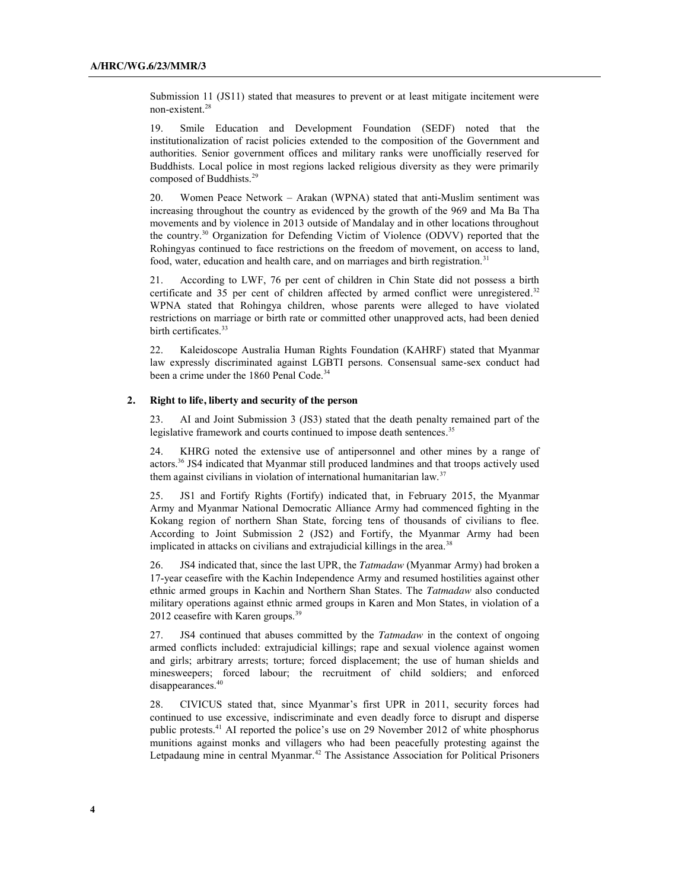Submission 11 (JS11) stated that measures to prevent or at least mitigate incitement were non-existent.[28]

19. Smile Education and Development Foundation (SEDF) noted that the institutionalization of racist policies extended to the composition of the Government and authorities. Senior government offices and military ranks were unofficially reserved for Buddhists. Local police in most regions lacked religious diversity as they were primarily composed of Buddhists.[29]

20. Women Peace Network – Arakan (WPNA) stated that anti-Muslim sentiment was increasing throughout the country as evidenced by the growth of the 969 and Ma Ba Tha movements and by violence in 2013 outside of Mandalay and in other locations throughout the country.[30] Organization for Defending Victim of Violence (ODVV) reported that the Rohingyas continued to face restrictions on the freedom of movement, on access to land, food, water, education and health care, and on marriages and birth registration.[31]

21. According to LWF, 76 per cent of children in Chin State did not possess a birth certificate and 35 per cent of children affected by armed conflict were unregistered.[32] WPNA stated that Rohingya children, whose parents were alleged to have violated restrictions on marriage or birth rate or committed other unapproved acts, had been denied birth certificates.[33]

22. Kaleidoscope Australia Human Rights Foundation (KAHRF) stated that Myanmar law expressly discriminated against LGBTI persons. Consensual same-sex conduct had been a crime under the 1860 Penal Code.[34]

### 2. Right to life, liberty and security of the person

23. AI and Joint Submission 3 (JS3) stated that the death penalty remained part of the legislative framework and courts continued to impose death sentences.[35]

24. KHRG noted the extensive use of antipersonnel and other mines by a range of actors.[36] JS4 indicated that Myanmar still produced landmines and that troops actively used them against civilians in violation of international humanitarian law.[37]

25. JS1 and Fortify Rights (Fortify) indicated that, in February 2015, the Myanmar Army and Myanmar National Democratic Alliance Army had commenced fighting in the Kokang region of northern Shan State, forcing tens of thousands of civilians to flee. According to Joint Submission 2 (JS2) and Fortify, the Myanmar Army had been implicated in attacks on civilians and extrajudicial killings in the area.[38]

26. JS4 indicated that, since the last UPR, the *Tatmadaw* (Myanmar Army) had broken a 17-year ceasefire with the Kachin Independence Army and resumed hostilities against other ethnic armed groups in Kachin and Northern Shan States. The *Tatmadaw* also conducted military operations against ethnic armed groups in Karen and Mon States, in violation of a 2012 ceasefire with Karen groups.[39]

27. JS4 continued that abuses committed by the *Tatmadaw* in the context of ongoing armed conflicts included: extrajudicial killings; rape and sexual violence against women and girls; arbitrary arrests; torture; forced displacement; the use of human shields and minesweepers; forced labour; the recruitment of child soldiers; and enforced disappearances.[40]

28. CIVICUS stated that, since Myanmar's first UPR in 2011, security forces had continued to use excessive, indiscriminate and even deadly force to disrupt and disperse public protests.[41] AI reported the police's use on 29 November 2012 of white phosphorus munitions against monks and villagers who had been peacefully protesting against the Letpadaung mine in central Myanmar.[42] The Assistance Association for Political Prisoners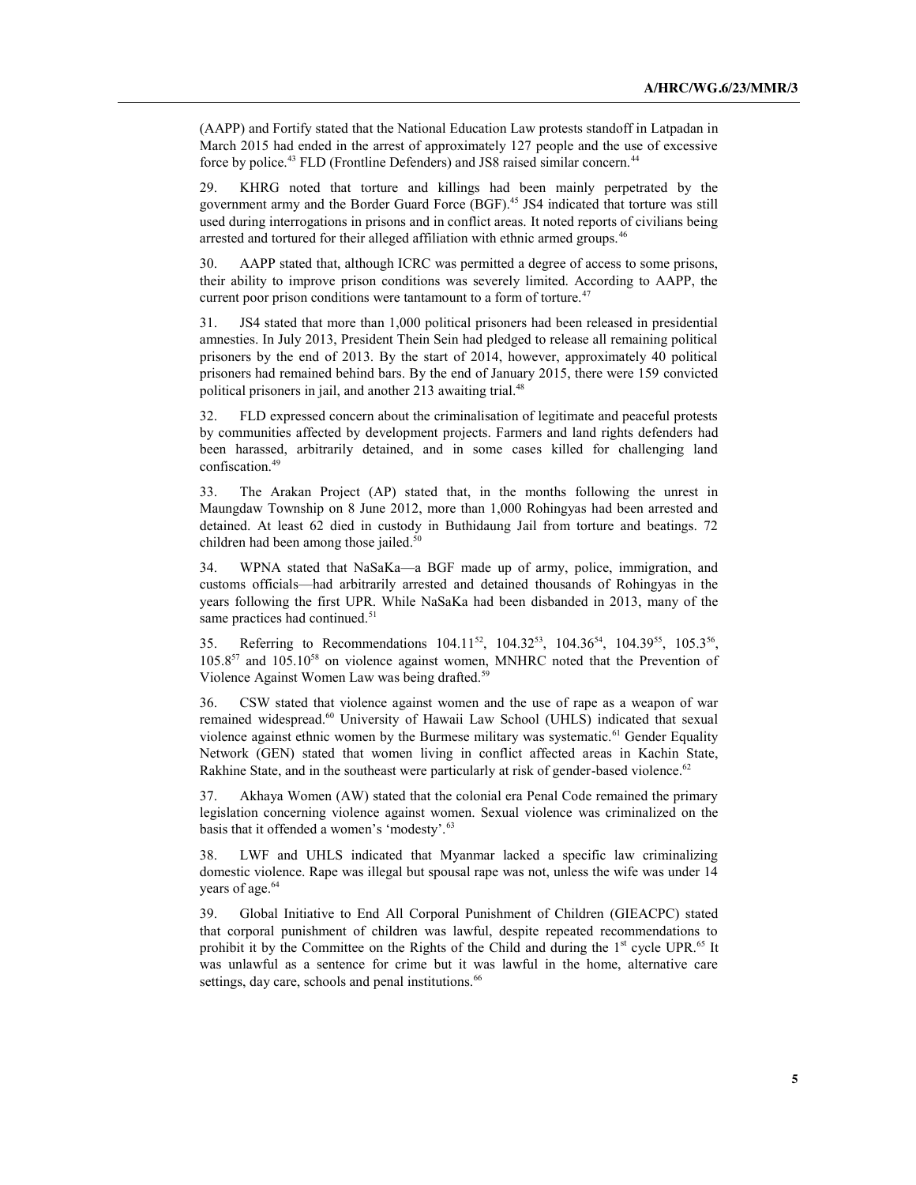(AAPP) and Fortify stated that the National Education Law protests standoff in Latpadan in March 2015 had ended in the arrest of approximately 127 people and the use of excessive force by police.[43] FLD (Frontline Defenders) and JS8 raised similar concern.[44]

29. KHRG noted that torture and killings had been mainly perpetrated by the government army and the Border Guard Force (BGF).[45] JS4 indicated that torture was still used during interrogations in prisons and in conflict areas. It noted reports of civilians being arrested and tortured for their alleged affiliation with ethnic armed groups.[46]

30. AAPP stated that, although ICRC was permitted a degree of access to some prisons, their ability to improve prison conditions was severely limited. According to AAPP, the current poor prison conditions were tantamount to a form of torture.[47]

31. JS4 stated that more than 1,000 political prisoners had been released in presidential amnesties. In July 2013, President Thein Sein had pledged to release all remaining political prisoners by the end of 2013. By the start of 2014, however, approximately 40 political prisoners had remained behind bars. By the end of January 2015, there were 159 convicted political prisoners in jail, and another 213 awaiting trial.[48]

32. FLD expressed concern about the criminalisation of legitimate and peaceful protests by communities affected by development projects. Farmers and land rights defenders had been harassed, arbitrarily detained, and in some cases killed for challenging land confiscation.[49]

33. The Arakan Project (AP) stated that, in the months following the unrest in Maungdaw Township on 8 June 2012, more than 1,000 Rohingyas had been arrested and detained. At least 62 died in custody in Buthidaung Jail from torture and beatings. 72 children had been among those jailed.[50]

34. WPNA stated that NaSaKa—a BGF made up of army, police, immigration, and customs officials—had arbitrarily arrested and detained thousands of Rohingyas in the years following the first UPR. While NaSaKa had been disbanded in 2013, many of the same practices had continued.[51]

35. Referring to Recommendations 104.11[52], 104.32[53], 104.36[54], 104.39[55], 105.3[56], 105.8[57] and 105.10[58] on violence against women, MNHRC noted that the Prevention of Violence Against Women Law was being drafted.[59]

36. CSW stated that violence against women and the use of rape as a weapon of war remained widespread.[60] University of Hawaii Law School (UHLS) indicated that sexual violence against ethnic women by the Burmese military was systematic.[61] Gender Equality Network (GEN) stated that women living in conflict affected areas in Kachin State, Rakhine State, and in the southeast were particularly at risk of gender-based violence.[62]

37. Akhaya Women (AW) stated that the colonial era Penal Code remained the primary legislation concerning violence against women. Sexual violence was criminalized on the basis that it offended a women's 'modesty'.[63]

38. LWF and UHLS indicated that Myanmar lacked a specific law criminalizing domestic violence. Rape was illegal but spousal rape was not, unless the wife was under 14 years of age.[64]

39. Global Initiative to End All Corporal Punishment of Children (GIEACPC) stated that corporal punishment of children was lawful, despite repeated recommendations to prohibit it by the Committee on the Rights of the Child and during the 1st cycle UPR.[65] It was unlawful as a sentence for crime but it was lawful in the home, alternative care settings, day care, schools and penal institutions.[66]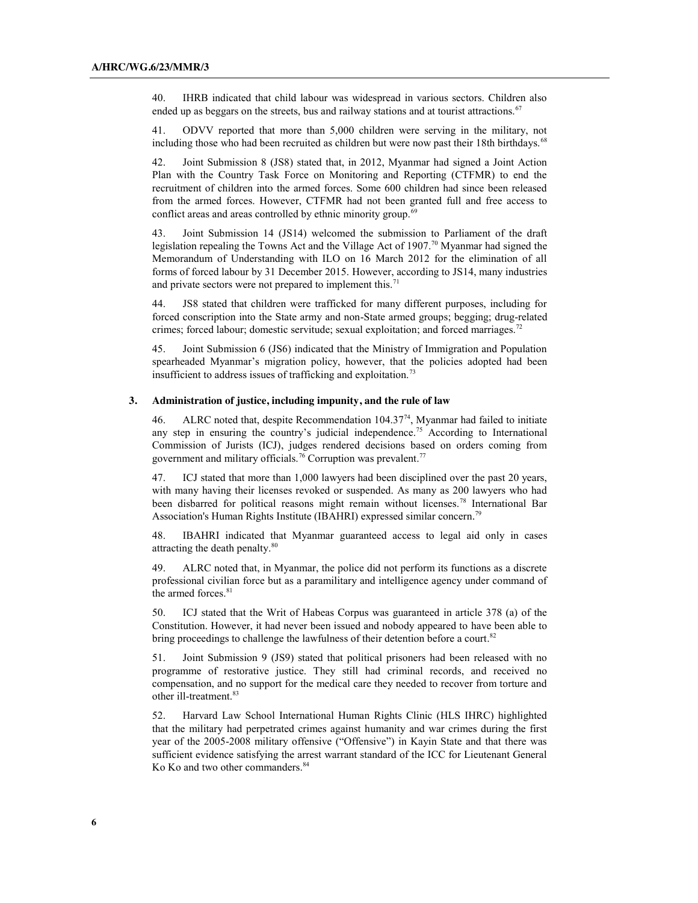40. IHRB indicated that child labour was widespread in various sectors. Children also ended up as beggars on the streets, bus and railway stations and at tourist attractions.[67]

41. ODVV reported that more than 5,000 children were serving in the military, not including those who had been recruited as children but were now past their 18th birthdays.[68]

42. Joint Submission 8 (JS8) stated that, in 2012, Myanmar had signed a Joint Action Plan with the Country Task Force on Monitoring and Reporting (CTFMR) to end the recruitment of children into the armed forces. Some 600 children had since been released from the armed forces. However, CTFMR had not been granted full and free access to conflict areas and areas controlled by ethnic minority group.[69]

43. Joint Submission 14 (JS14) welcomed the submission to Parliament of the draft legislation repealing the Towns Act and the Village Act of 1907.[70] Myanmar had signed the Memorandum of Understanding with ILO on 16 March 2012 for the elimination of all forms of forced labour by 31 December 2015. However, according to JS14, many industries and private sectors were not prepared to implement this.[71]

44. JS8 stated that children were trafficked for many different purposes, including for forced conscription into the State army and non-State armed groups; begging; drug-related crimes; forced labour; domestic servitude; sexual exploitation; and forced marriages.[72]

45. Joint Submission 6 (JS6) indicated that the Ministry of Immigration and Population spearheaded Myanmar's migration policy, however, that the policies adopted had been insufficient to address issues of trafficking and exploitation.[73]

### 3. Administration of justice, including impunity, and the rule of law

46. ALRC noted that, despite Recommendation 104.37[74], Myanmar had failed to initiate any step in ensuring the country's judicial independence.[75] According to International Commission of Jurists (ICJ), judges rendered decisions based on orders coming from government and military officials.[76] Corruption was prevalent.[77]

47. ICJ stated that more than 1,000 lawyers had been disciplined over the past 20 years, with many having their licenses revoked or suspended. As many as 200 lawyers who had been disbarred for political reasons might remain without licenses.[78] International Bar Association's Human Rights Institute (IBAHRI) expressed similar concern.[79]

48. IBAHRI indicated that Myanmar guaranteed access to legal aid only in cases attracting the death penalty.[80]

49. ALRC noted that, in Myanmar, the police did not perform its functions as a discrete professional civilian force but as a paramilitary and intelligence agency under command of the armed forces.[81]

50. ICJ stated that the Writ of Habeas Corpus was guaranteed in article 378 (a) of the Constitution. However, it had never been issued and nobody appeared to have been able to bring proceedings to challenge the lawfulness of their detention before a court.[82]

51. Joint Submission 9 (JS9) stated that political prisoners had been released with no programme of restorative justice. They still had criminal records, and received no compensation, and no support for the medical care they needed to recover from torture and other ill-treatment.[83]

52. Harvard Law School International Human Rights Clinic (HLS IHRC) highlighted that the military had perpetrated crimes against humanity and war crimes during the first year of the 2005-2008 military offensive ("Offensive") in Kayin State and that there was sufficient evidence satisfying the arrest warrant standard of the ICC for Lieutenant General Ko Ko and two other commanders.[84]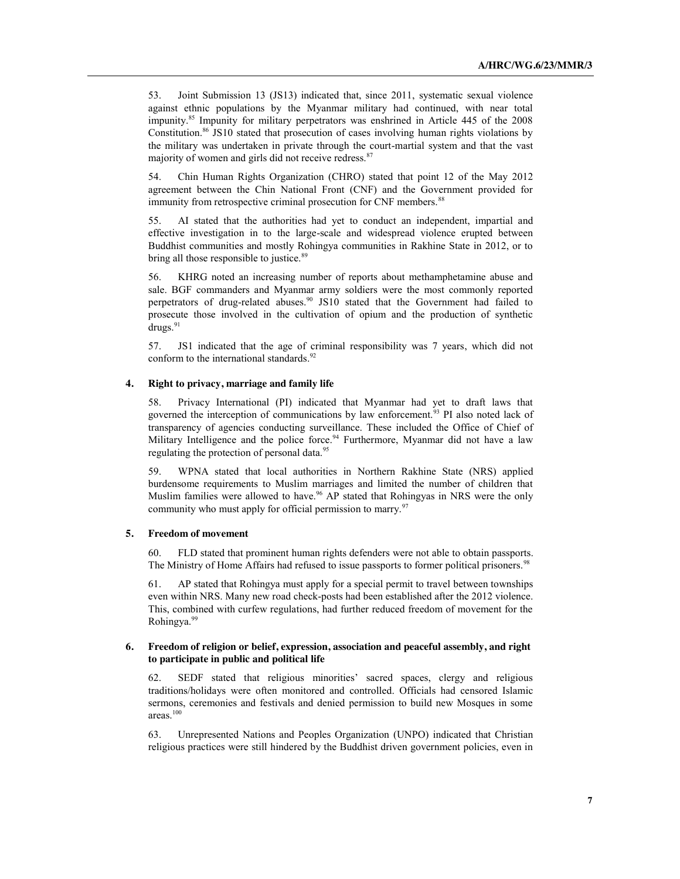53. Joint Submission 13 (JS13) indicated that, since 2011, systematic sexual violence against ethnic populations by the Myanmar military had continued, with near total impunity.[85] Impunity for military perpetrators was enshrined in Article 445 of the 2008 Constitution.[86] JS10 stated that prosecution of cases involving human rights violations by the military was undertaken in private through the court-martial system and that the vast majority of women and girls did not receive redress.[87]

54. Chin Human Rights Organization (CHRO) stated that point 12 of the May 2012 agreement between the Chin National Front (CNF) and the Government provided for immunity from retrospective criminal prosecution for CNF members.[88]

55. AI stated that the authorities had yet to conduct an independent, impartial and effective investigation in to the large-scale and widespread violence erupted between Buddhist communities and mostly Rohingya communities in Rakhine State in 2012, or to bring all those responsible to justice.[89]

56. KHRG noted an increasing number of reports about methamphetamine abuse and sale. BGF commanders and Myanmar army soldiers were the most commonly reported perpetrators of drug-related abuses.[90] JS10 stated that the Government had failed to prosecute those involved in the cultivation of opium and the production of synthetic drugs.[91]

57. JS1 indicated that the age of criminal responsibility was 7 years, which did not conform to the international standards.[92]

### 4. Right to privacy, marriage and family life

58. Privacy International (PI) indicated that Myanmar had yet to draft laws that governed the interception of communications by law enforcement.[93] PI also noted lack of transparency of agencies conducting surveillance. These included the Office of Chief of Military Intelligence and the police force.[94] Furthermore, Myanmar did not have a law regulating the protection of personal data.[95]

59. WPNA stated that local authorities in Northern Rakhine State (NRS) applied burdensome requirements to Muslim marriages and limited the number of children that Muslim families were allowed to have.[96] AP stated that Rohingyas in NRS were the only community who must apply for official permission to marry.[97]

### 5. Freedom of movement

60. FLD stated that prominent human rights defenders were not able to obtain passports. The Ministry of Home Affairs had refused to issue passports to former political prisoners.[98]

61. AP stated that Rohingya must apply for a special permit to travel between townships even within NRS. Many new road check-posts had been established after the 2012 violence. This, combined with curfew regulations, had further reduced freedom of movement for the Rohingya.[99]

### 6. Freedom of religion or belief, expression, association and peaceful assembly, and right to participate in public and political life

62. SEDF stated that religious minorities' sacred spaces, clergy and religious traditions/holidays were often monitored and controlled. Officials had censored Islamic sermons, ceremonies and festivals and denied permission to build new Mosques in some areas.[100]

63. Unrepresented Nations and Peoples Organization (UNPO) indicated that Christian religious practices were still hindered by the Buddhist driven government policies, even in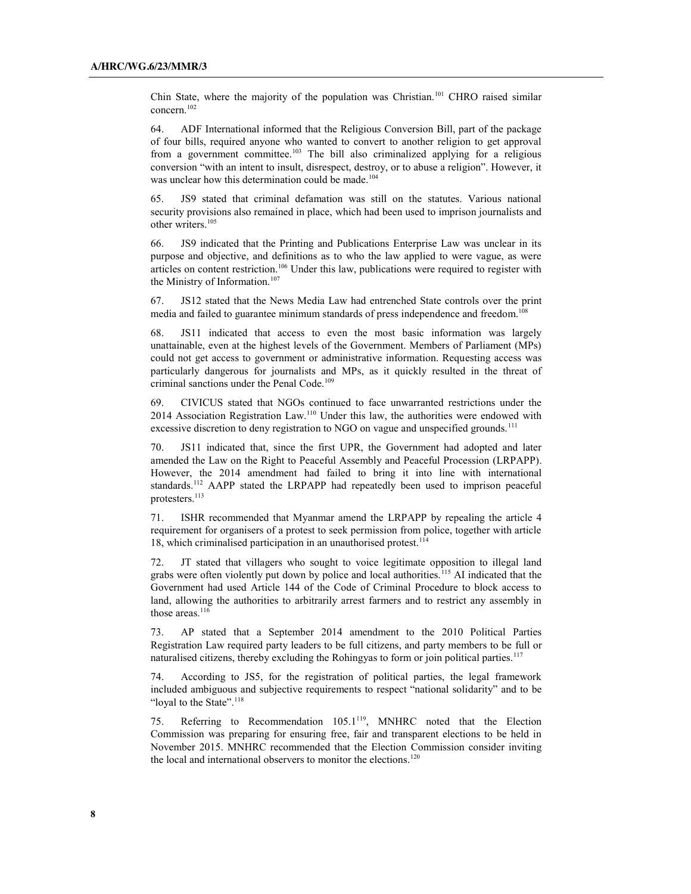Chin State, where the majority of the population was Christian.[101] CHRO raised similar concern.[102]

64. ADF International informed that the Religious Conversion Bill, part of the package of four bills, required anyone who wanted to convert to another religion to get approval from a government committee.[103] The bill also criminalized applying for a religious conversion "with an intent to insult, disrespect, destroy, or to abuse a religion". However, it was unclear how this determination could be made.[104]

65. JS9 stated that criminal defamation was still on the statutes. Various national security provisions also remained in place, which had been used to imprison journalists and other writers.[105]

66. JS9 indicated that the Printing and Publications Enterprise Law was unclear in its purpose and objective, and definitions as to who the law applied to were vague, as were articles on content restriction.[106] Under this law, publications were required to register with the Ministry of Information.[107]

67. JS12 stated that the News Media Law had entrenched State controls over the print media and failed to guarantee minimum standards of press independence and freedom.[108]

68. JS11 indicated that access to even the most basic information was largely unattainable, even at the highest levels of the Government. Members of Parliament (MPs) could not get access to government or administrative information. Requesting access was particularly dangerous for journalists and MPs, as it quickly resulted in the threat of criminal sanctions under the Penal Code.[109]

69. CIVICUS stated that NGOs continued to face unwarranted restrictions under the 2014 Association Registration Law.[110] Under this law, the authorities were endowed with excessive discretion to deny registration to NGO on vague and unspecified grounds.[111]

70. JS11 indicated that, since the first UPR, the Government had adopted and later amended the Law on the Right to Peaceful Assembly and Peaceful Procession (LRPAPP). However, the 2014 amendment had failed to bring it into line with international standards.[112] AAPP stated the LRPAPP had repeatedly been used to imprison peaceful protesters.[113]

71. ISHR recommended that Myanmar amend the LRPAPP by repealing the article 4 requirement for organisers of a protest to seek permission from police, together with article 18, which criminalised participation in an unauthorised protest.[114]

72. JT stated that villagers who sought to voice legitimate opposition to illegal land grabs were often violently put down by police and local authorities.[115] AI indicated that the Government had used Article 144 of the Code of Criminal Procedure to block access to land, allowing the authorities to arbitrarily arrest farmers and to restrict any assembly in those areas.[116]

73. AP stated that a September 2014 amendment to the 2010 Political Parties Registration Law required party leaders to be full citizens, and party members to be full or naturalised citizens, thereby excluding the Rohingyas to form or join political parties.[117]

74. According to JS5, for the registration of political parties, the legal framework included ambiguous and subjective requirements to respect "national solidarity" and to be "loyal to the State".[118]

75. Referring to Recommendation 105.1[119], MNHRC noted that the Election Commission was preparing for ensuring free, fair and transparent elections to be held in November 2015. MNHRC recommended that the Election Commission consider inviting the local and international observers to monitor the elections.[120]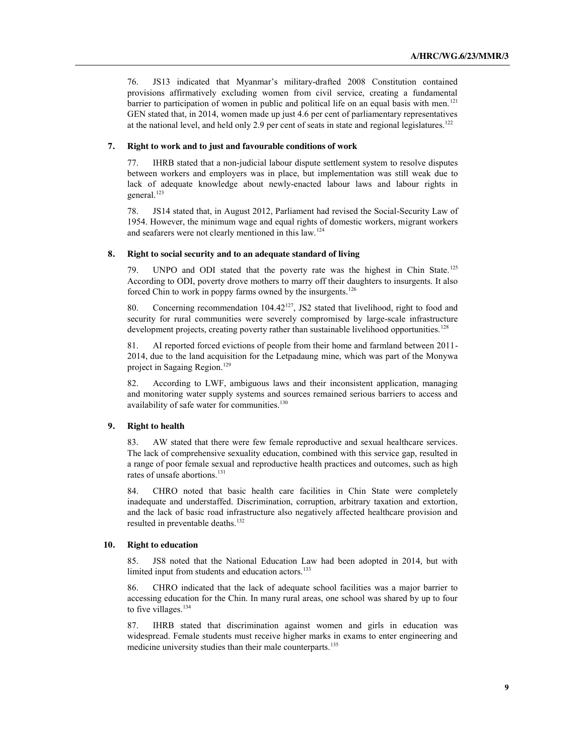76. JS13 indicated that Myanmar's military-drafted 2008 Constitution contained provisions affirmatively excluding women from civil service, creating a fundamental barrier to participation of women in public and political life on an equal basis with men.[121] GEN stated that, in 2014, women made up just 4.6 per cent of parliamentary representatives at the national level, and held only 2.9 per cent of seats in state and regional legislatures.[122]

### 7. Right to work and to just and favourable conditions of work

77. IHRB stated that a non-judicial labour dispute settlement system to resolve disputes between workers and employers was in place, but implementation was still weak due to lack of adequate knowledge about newly-enacted labour laws and labour rights in general.[123]

78. JS14 stated that, in August 2012, Parliament had revised the Social-Security Law of 1954. However, the minimum wage and equal rights of domestic workers, migrant workers and seafarers were not clearly mentioned in this law.[124]

### 8. Right to social security and to an adequate standard of living

79. UNPO and ODI stated that the poverty rate was the highest in Chin State.[125] According to ODI, poverty drove mothers to marry off their daughters to insurgents. It also forced Chin to work in poppy farms owned by the insurgents.[126]

80. Concerning recommendation 104.42[127], JS2 stated that livelihood, right to food and security for rural communities were severely compromised by large-scale infrastructure development projects, creating poverty rather than sustainable livelihood opportunities.[128]

81. AI reported forced evictions of people from their home and farmland between 2011-2014, due to the land acquisition for the Letpadaung mine, which was part of the Monywa project in Sagaing Region.[129]

82. According to LWF, ambiguous laws and their inconsistent application, managing and monitoring water supply systems and sources remained serious barriers to access and availability of safe water for communities.[130]

### 9. Right to health

83. AW stated that there were few female reproductive and sexual healthcare services. The lack of comprehensive sexuality education, combined with this service gap, resulted in a range of poor female sexual and reproductive health practices and outcomes, such as high rates of unsafe abortions.[131]

84. CHRO noted that basic health care facilities in Chin State were completely inadequate and understaffed. Discrimination, corruption, arbitrary taxation and extortion, and the lack of basic road infrastructure also negatively affected healthcare provision and resulted in preventable deaths.[132]

### 10. Right to education

85. JS8 noted that the National Education Law had been adopted in 2014, but with limited input from students and education actors.[133]

86. CHRO indicated that the lack of adequate school facilities was a major barrier to accessing education for the Chin. In many rural areas, one school was shared by up to four to five villages.[134]

87. IHRB stated that discrimination against women and girls in education was widespread. Female students must receive higher marks in exams to enter engineering and medicine university studies than their male counterparts.[135]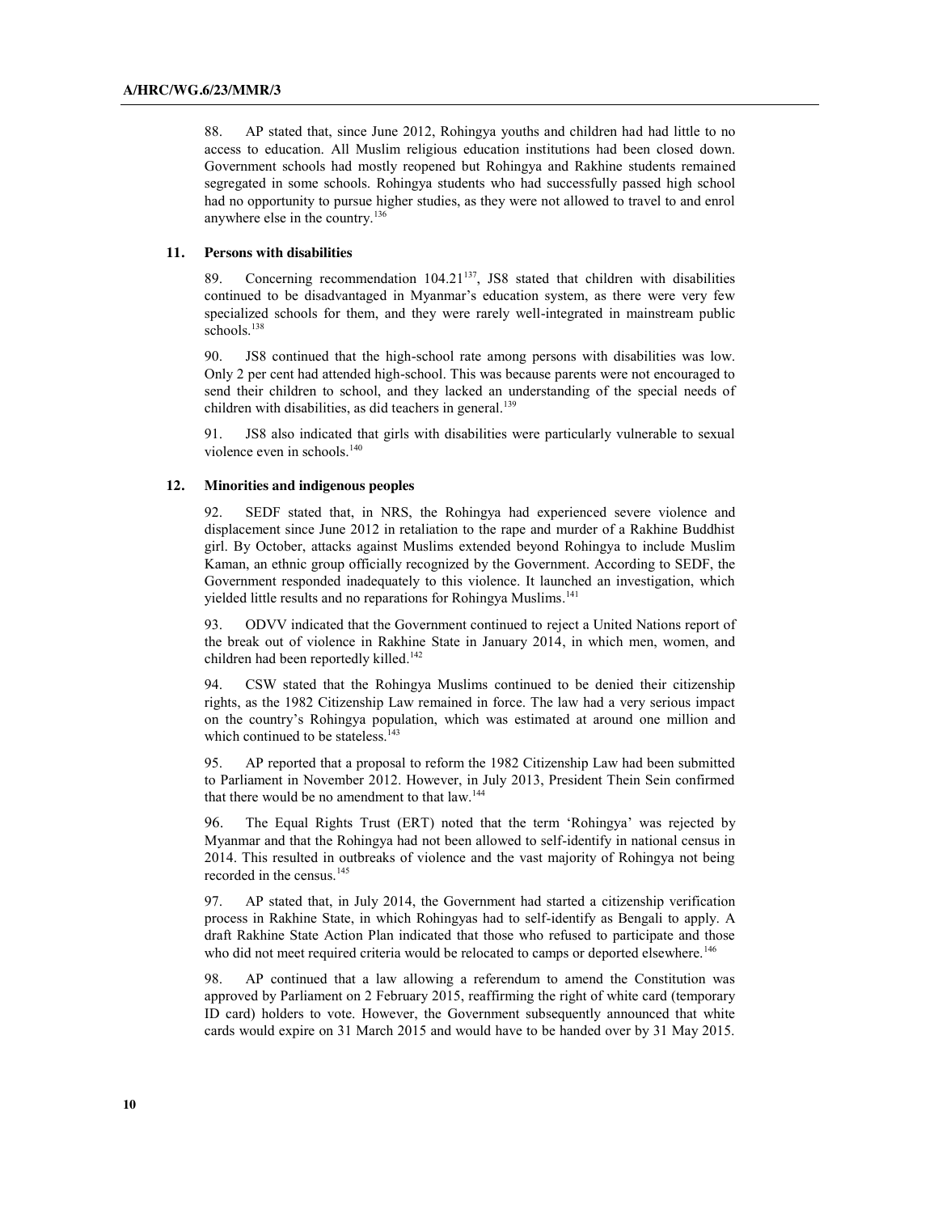88. AP stated that, since June 2012, Rohingya youths and children had had little to no access to education. All Muslim religious education institutions had been closed down. Government schools had mostly reopened but Rohingya and Rakhine students remained segregated in some schools. Rohingya students who had successfully passed high school had no opportunity to pursue higher studies, as they were not allowed to travel to and enrol anywhere else in the country.[136]

### 11. Persons with disabilities

89. Concerning recommendation 104.21[137], JS8 stated that children with disabilities continued to be disadvantaged in Myanmar's education system, as there were very few specialized schools for them, and they were rarely well-integrated in mainstream public schools.[138]

90. JS8 continued that the high-school rate among persons with disabilities was low. Only 2 per cent had attended high-school. This was because parents were not encouraged to send their children to school, and they lacked an understanding of the special needs of children with disabilities, as did teachers in general.[139]

91. JS8 also indicated that girls with disabilities were particularly vulnerable to sexual violence even in schools.[140]

### 12. Minorities and indigenous peoples

92. SEDF stated that, in NRS, the Rohingya had experienced severe violence and displacement since June 2012 in retaliation to the rape and murder of a Rakhine Buddhist girl. By October, attacks against Muslims extended beyond Rohingya to include Muslim Kaman, an ethnic group officially recognized by the Government. According to SEDF, the Government responded inadequately to this violence. It launched an investigation, which yielded little results and no reparations for Rohingya Muslims.[141]

93. ODVV indicated that the Government continued to reject a United Nations report of the break out of violence in Rakhine State in January 2014, in which men, women, and children had been reportedly killed.[142]

94. CSW stated that the Rohingya Muslims continued to be denied their citizenship rights, as the 1982 Citizenship Law remained in force. The law had a very serious impact on the country's Rohingya population, which was estimated at around one million and which continued to be stateless.[143]

95. AP reported that a proposal to reform the 1982 Citizenship Law had been submitted to Parliament in November 2012. However, in July 2013, President Thein Sein confirmed that there would be no amendment to that law.[144]

96. The Equal Rights Trust (ERT) noted that the term 'Rohingya' was rejected by Myanmar and that the Rohingya had not been allowed to self-identify in national census in 2014. This resulted in outbreaks of violence and the vast majority of Rohingya not being recorded in the census.[145]

97. AP stated that, in July 2014, the Government had started a citizenship verification process in Rakhine State, in which Rohingyas had to self-identify as Bengali to apply. A draft Rakhine State Action Plan indicated that those who refused to participate and those who did not meet required criteria would be relocated to camps or deported elsewhere.[146]

98. AP continued that a law allowing a referendum to amend the Constitution was approved by Parliament on 2 February 2015, reaffirming the right of white card (temporary ID card) holders to vote. However, the Government subsequently announced that white cards would expire on 31 March 2015 and would have to be handed over by 31 May 2015.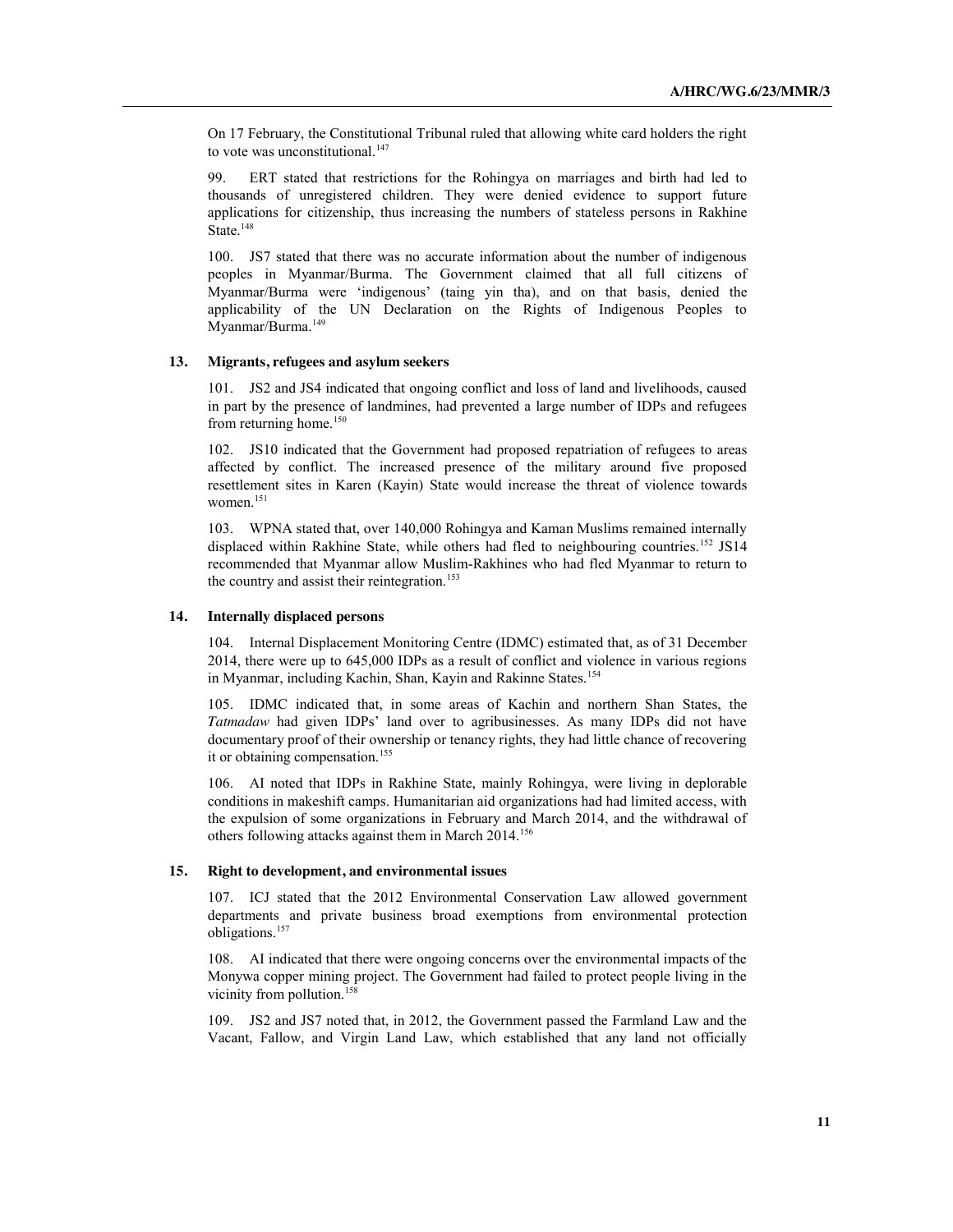On 17 February, the Constitutional Tribunal ruled that allowing white card holders the right to vote was unconstitutional.[147]

99. ERT stated that restrictions for the Rohingya on marriages and birth had led to thousands of unregistered children. They were denied evidence to support future applications for citizenship, thus increasing the numbers of stateless persons in Rakhine State.[148]

100. JS7 stated that there was no accurate information about the number of indigenous peoples in Myanmar/Burma. The Government claimed that all full citizens of Myanmar/Burma were 'indigenous' (taing yin tha), and on that basis, denied the applicability of the UN Declaration on the Rights of Indigenous Peoples to Myanmar/Burma.[149]

### 13. Migrants, refugees and asylum seekers

101. JS2 and JS4 indicated that ongoing conflict and loss of land and livelihoods, caused in part by the presence of landmines, had prevented a large number of IDPs and refugees from returning home.[150]

102. JS10 indicated that the Government had proposed repatriation of refugees to areas affected by conflict. The increased presence of the military around five proposed resettlement sites in Karen (Kayin) State would increase the threat of violence towards women.[151]

103. WPNA stated that, over 140,000 Rohingya and Kaman Muslims remained internally displaced within Rakhine State, while others had fled to neighbouring countries.[152] JS14 recommended that Myanmar allow Muslim-Rakhines who had fled Myanmar to return to the country and assist their reintegration.[153]

### 14. Internally displaced persons

104. Internal Displacement Monitoring Centre (IDMC) estimated that, as of 31 December 2014, there were up to 645,000 IDPs as a result of conflict and violence in various regions in Myanmar, including Kachin, Shan, Kayin and Rakinne States.[154]

105. IDMC indicated that, in some areas of Kachin and northern Shan States, the *Tatmadaw* had given IDPs' land over to agribusinesses. As many IDPs did not have documentary proof of their ownership or tenancy rights, they had little chance of recovering it or obtaining compensation.[155]

106. AI noted that IDPs in Rakhine State, mainly Rohingya, were living in deplorable conditions in makeshift camps. Humanitarian aid organizations had had limited access, with the expulsion of some organizations in February and March 2014, and the withdrawal of others following attacks against them in March 2014.[156]

### 15. Right to development, and environmental issues

107. ICJ stated that the 2012 Environmental Conservation Law allowed government departments and private business broad exemptions from environmental protection obligations.[157]

108. AI indicated that there were ongoing concerns over the environmental impacts of the Monywa copper mining project. The Government had failed to protect people living in the vicinity from pollution.[158]

109. JS2 and JS7 noted that, in 2012, the Government passed the Farmland Law and the Vacant, Fallow, and Virgin Land Law, which established that any land not officially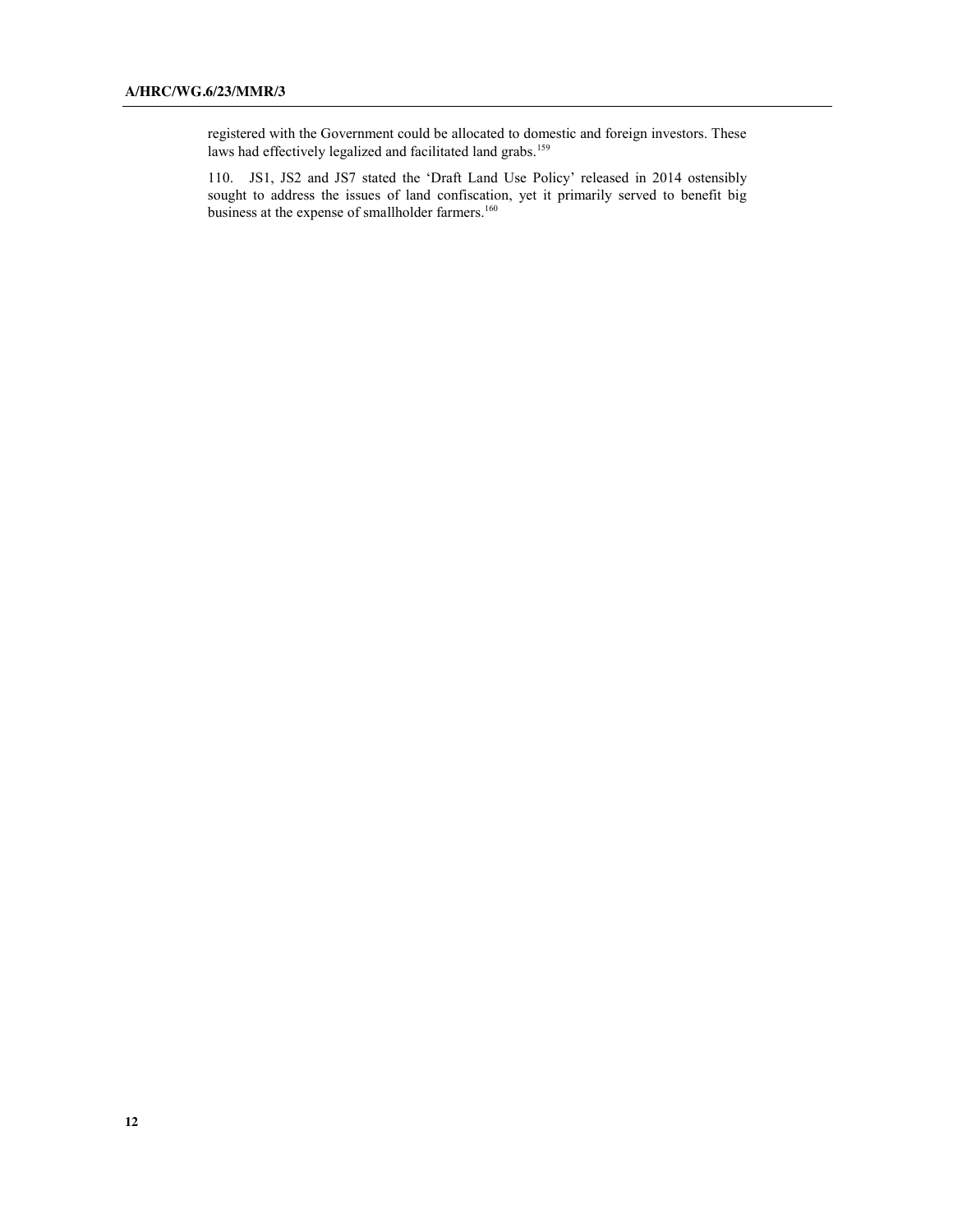registered with the Government could be allocated to domestic and foreign investors. These laws had effectively legalized and facilitated land grabs.[159]

110. JS1, JS2 and JS7 stated the 'Draft Land Use Policy' released in 2014 ostensibly sought to address the issues of land confiscation, yet it primarily served to benefit big business at the expense of smallholder farmers.[160]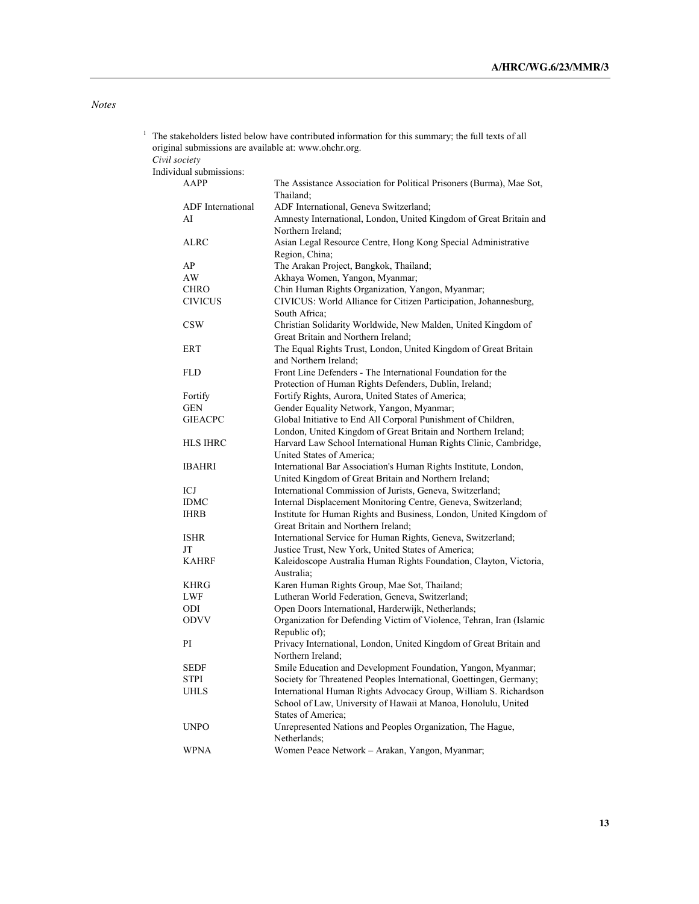*Notes*

[1] The stakeholders listed below have contributed information for this summary; the full texts of all original submissions are available at: www.ohchr.org.

*Civil society*

Individual submissions:

| | |
|---|---|
| AAPP | The Assistance Association for Political Prisoners (Burma), Mae Sot, Thailand; |
| ADF International | ADF International, Geneva Switzerland; |
| AI | Amnesty International, London, United Kingdom of Great Britain and Northern Ireland; |
| ALRC | Asian Legal Resource Centre, Hong Kong Special Administrative Region, China; |
| AP | The Arakan Project, Bangkok, Thailand; |
| AW | Akhaya Women, Yangon, Myanmar; |
| CHRO | Chin Human Rights Organization, Yangon, Myanmar; |
| CIVICUS | CIVICUS: World Alliance for Citizen Participation, Johannesburg, South Africa; |
| CSW | Christian Solidarity Worldwide, New Malden, United Kingdom of Great Britain and Northern Ireland; |
| ERT | The Equal Rights Trust, London, United Kingdom of Great Britain and Northern Ireland; |
| FLD | Front Line Defenders - The International Foundation for the Protection of Human Rights Defenders, Dublin, Ireland; |
| Fortify | Fortify Rights, Aurora, United States of America; |
| GEN | Gender Equality Network, Yangon, Myanmar; |
| GIEACPC | Global Initiative to End All Corporal Punishment of Children, London, United Kingdom of Great Britain and Northern Ireland; |
| HLS IHRC | Harvard Law School International Human Rights Clinic, Cambridge, United States of America; |
| IBAHRI | International Bar Association's Human Rights Institute, London, United Kingdom of Great Britain and Northern Ireland; |
| ICJ | International Commission of Jurists, Geneva, Switzerland; |
| IDMC | Internal Displacement Monitoring Centre, Geneva, Switzerland; |
| IHRB | Institute for Human Rights and Business, London, United Kingdom of Great Britain and Northern Ireland; |
| ISHR | International Service for Human Rights, Geneva, Switzerland; |
| JT | Justice Trust, New York, United States of America; |
| KAHRF | Kaleidoscope Australia Human Rights Foundation, Clayton, Victoria, Australia; |
| KHRG | Karen Human Rights Group, Mae Sot, Thailand; |
| LWF | Lutheran World Federation, Geneva, Switzerland; |
| ODI | Open Doors International, Harderwijk, Netherlands; |
| ODVV | Organization for Defending Victim of Violence, Tehran, Iran (Islamic Republic of); |
| PI | Privacy International, London, United Kingdom of Great Britain and Northern Ireland; |
| SEDF | Smile Education and Development Foundation, Yangon, Myanmar; |
| STPI | Society for Threatened Peoples International, Goettingen, Germany; |
| UHLS | International Human Rights Advocacy Group, William S. Richardson School of Law, University of Hawaii at Manoa, Honolulu, United States of America; |
| UNPO | Unrepresented Nations and Peoples Organization, The Hague, Netherlands; |
| WPNA | Women Peace Network – Arakan, Yangon, Myanmar; |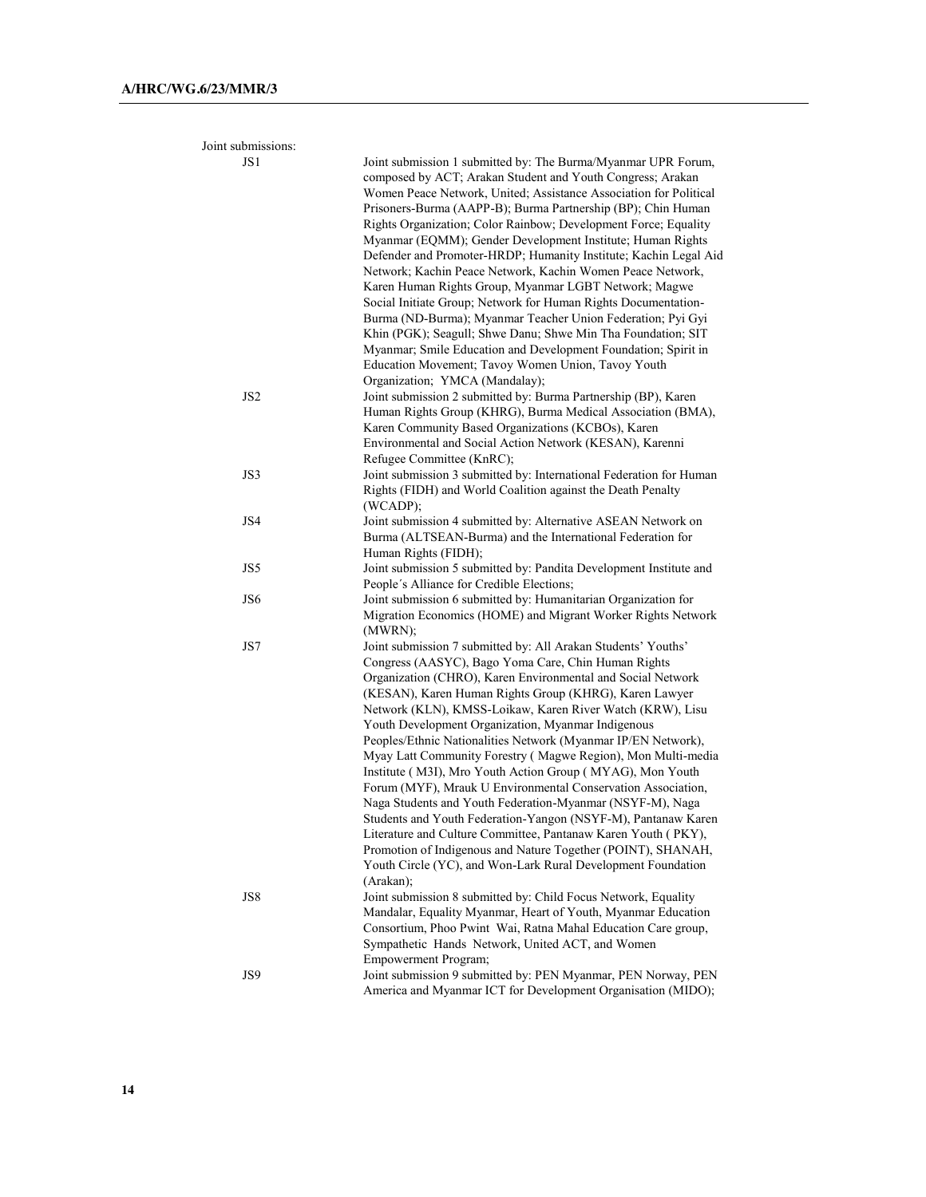Joint submissions:

| | |
|---|---|
| JS1 | Joint submission 1 submitted by: The Burma/Myanmar UPR Forum, composed by ACT; Arakan Student and Youth Congress; Arakan Women Peace Network, United; Assistance Association for Political Prisoners-Burma (AAPP-B); Burma Partnership (BP); Chin Human Rights Organization; Color Rainbow; Development Force; Equality Myanmar (EQMM); Gender Development Institute; Human Rights Defender and Promoter-HRDP; Humanity Institute; Kachin Legal Aid Network; Kachin Peace Network, Kachin Women Peace Network, Karen Human Rights Group, Myanmar LGBT Network; Magwe Social Initiate Group; Network for Human Rights Documentation-Burma (ND-Burma); Myanmar Teacher Union Federation; Pyi Gyi Khin (PGK); Seagull; Shwe Danu; Shwe Min Tha Foundation; SIT Myanmar; Smile Education and Development Foundation; Spirit in Education Movement; Tavoy Women Union, Tavoy Youth Organization; YMCA (Mandalay); |
| JS2 | Joint submission 2 submitted by: Burma Partnership (BP), Karen Human Rights Group (KHRG), Burma Medical Association (BMA), Karen Community Based Organizations (KCBOs), Karen Environmental and Social Action Network (KESAN), Karenni Refugee Committee (KnRC); |
| JS3 | Joint submission 3 submitted by: International Federation for Human Rights (FIDH) and World Coalition against the Death Penalty (WCADP); |
| JS4 | Joint submission 4 submitted by: Alternative ASEAN Network on Burma (ALTSEAN-Burma) and the International Federation for Human Rights (FIDH); |
| JS5 | Joint submission 5 submitted by: Pandita Development Institute and People´s Alliance for Credible Elections; |
| JS6 | Joint submission 6 submitted by: Humanitarian Organization for Migration Economics (HOME) and Migrant Worker Rights Network (MWRN); |
| JS7 | Joint submission 7 submitted by: All Arakan Students' Youths' Congress (AASYC), Bago Yoma Care, Chin Human Rights Organization (CHRO), Karen Environmental and Social Network (KESAN), Karen Human Rights Group (KHRG), Karen Lawyer Network (KLN), KMSS-Loikaw, Karen River Watch (KRW), Lisu Youth Development Organization, Myanmar Indigenous Peoples/Ethnic Nationalities Network (Myanmar IP/EN Network), Myay Latt Community Forestry ( Magwe Region), Mon Multi-media Institute ( M3I), Mro Youth Action Group ( MYAG), Mon Youth Forum (MYF), Mrauk U Environmental Conservation Association, Naga Students and Youth Federation-Myanmar (NSYF-M), Naga Students and Youth Federation-Yangon (NSYF-M), Pantanaw Karen Literature and Culture Committee, Pantanaw Karen Youth ( PKY), Promotion of Indigenous and Nature Together (POINT), SHANAH, Youth Circle (YC), and Won-Lark Rural Development Foundation (Arakan); |
| JS8 | Joint submission 8 submitted by: Child Focus Network, Equality Mandalar, Equality Myanmar, Heart of Youth, Myanmar Education Consortium, Phoo Pwint Wai, Ratna Mahal Education Care group, Sympathetic Hands Network, United ACT, and Women Empowerment Program; |
| JS9 | Joint submission 9 submitted by: PEN Myanmar, PEN Norway, PEN America and Myanmar ICT for Development Organisation (MIDO); |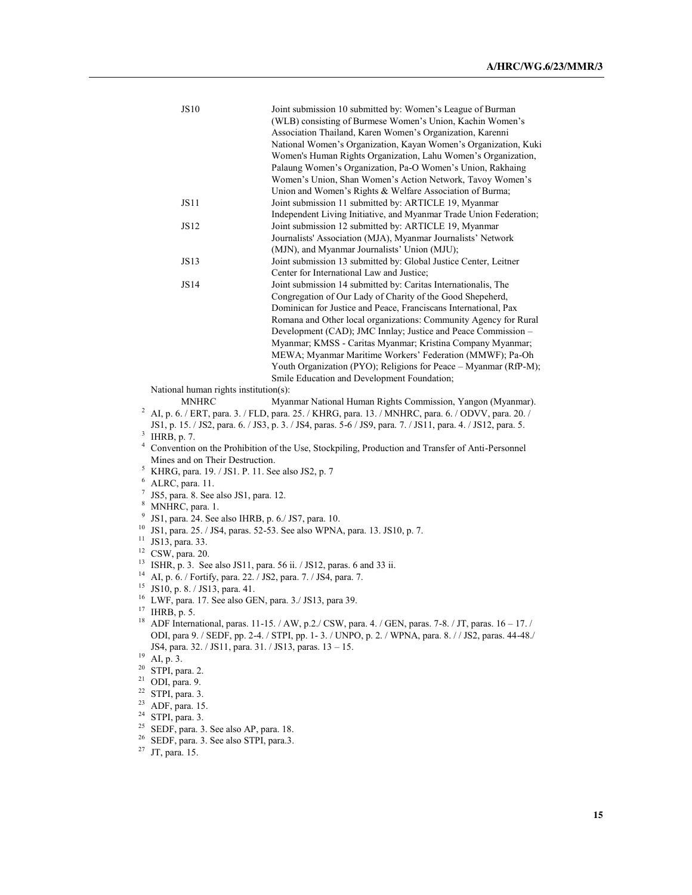| | |
|---|---|
| JS10 | Joint submission 10 submitted by: Women's League of Burman (WLB) consisting of Burmese Women's Union, Kachin Women's Association Thailand, Karen Women's Organization, Karenni National Women's Organization, Kayan Women's Organization, Kuki Women's Human Rights Organization, Lahu Women's Organization, Palaung Women's Organization, Pa-O Women's Union, Rakhaing Women's Union, Shan Women's Action Network, Tavoy Women's Union and Women's Rights & Welfare Association of Burma; |
| JS11 | Joint submission 11 submitted by: ARTICLE 19, Myanmar Independent Living Initiative, and Myanmar Trade Union Federation; |
| JS12 | Joint submission 12 submitted by: ARTICLE 19, Myanmar Journalists' Association (MJA), Myanmar Journalists' Network (MJN), and Myanmar Journalists' Union (MJU); |
| JS13 | Joint submission 13 submitted by: Global Justice Center, Leitner Center for International Law and Justice; |
| JS14 | Joint submission 14 submitted by: Caritas Internationalis, The Congregation of Our Lady of Charity of the Good Shepeherd, Dominican for Justice and Peace, Franciscans International, Pax Romana and Other local organizations: Community Agency for Rural Development (CAD); JMC Innlay; Justice and Peace Commission – Myanmar; KMSS - Caritas Myanmar; Kristina Company Myanmar; MEWA; Myanmar Maritime Workers' Federation (MMWF); Pa-Oh Youth Organization (PYO); Religions for Peace – Myanmar (RfP-M); Smile Education and Development Foundation; |

National human rights institution(s):

| | |
|---|---|
| MNHRC | Myanmar National Human Rights Commission, Yangon (Myanmar). |

[2] AI, p. 6. / ERT, para. 3. / FLD, para. 25. / KHRG, para. 13. / MNHRC, para. 6. / ODVV, para. 20. / JS1, p. 15. / JS2, para. 6. / JS3, p. 3. / JS4, paras. 5-6 / JS9, para. 7. / JS11, para. 4. / JS12, para. 5.

[3] IHRB, p. 7.

[4] Convention on the Prohibition of the Use, Stockpiling, Production and Transfer of Anti-Personnel Mines and on Their Destruction.

[5] KHRG, para. 19. / JS1. P. 11. See also JS2, p. 7

[6] ALRC, para. 11.

[7] JS5, para. 8. See also JS1, para. 12.

[8] MNHRC, para. 1.

[9] JS1, para. 24. See also IHRB, p. 6./ JS7, para. 10.

[10] JS1, para. 25. / JS4, paras. 52-53. See also WPNA, para. 13. JS10, p. 7.

[11] JS13, para. 33.

[12] CSW, para. 20.

[13] ISHR, p. 3. See also JS11, para. 56 ii. / JS12, paras. 6 and 33 ii.

[14] AI, p. 6. / Fortify, para. 22. / JS2, para. 7. / JS4, para. 7.

[15] JS10, p. 8. / JS13, para. 41.

[16] LWF, para. 17. See also GEN, para. 3./ JS13, para 39.

[17] IHRB, p. 5.

[18] ADF International, paras. 11-15. / AW, p.2./ CSW, para. 4. / GEN, paras. 7-8. / JT, paras. 16 – 17. / ODI, para 9. / SEDF, pp. 2-4. / STPI, pp. 1- 3. / UNPO, p. 2. / WPNA, para. 8. / / JS2, paras. 44-48./ JS4, para. 32. / JS11, para. 31. / JS13, paras. 13 – 15.

[19] AI, p. 3.

[20] STPI, para. 2.

[21] ODI, para. 9.

[22] STPI, para. 3.

[23] ADF, para. 15.

[24] STPI, para. 3.

[25] SEDF, para. 3. See also AP, para. 18.

[26] SEDF, para. 3. See also STPI, para.3.

[27] JT, para. 15.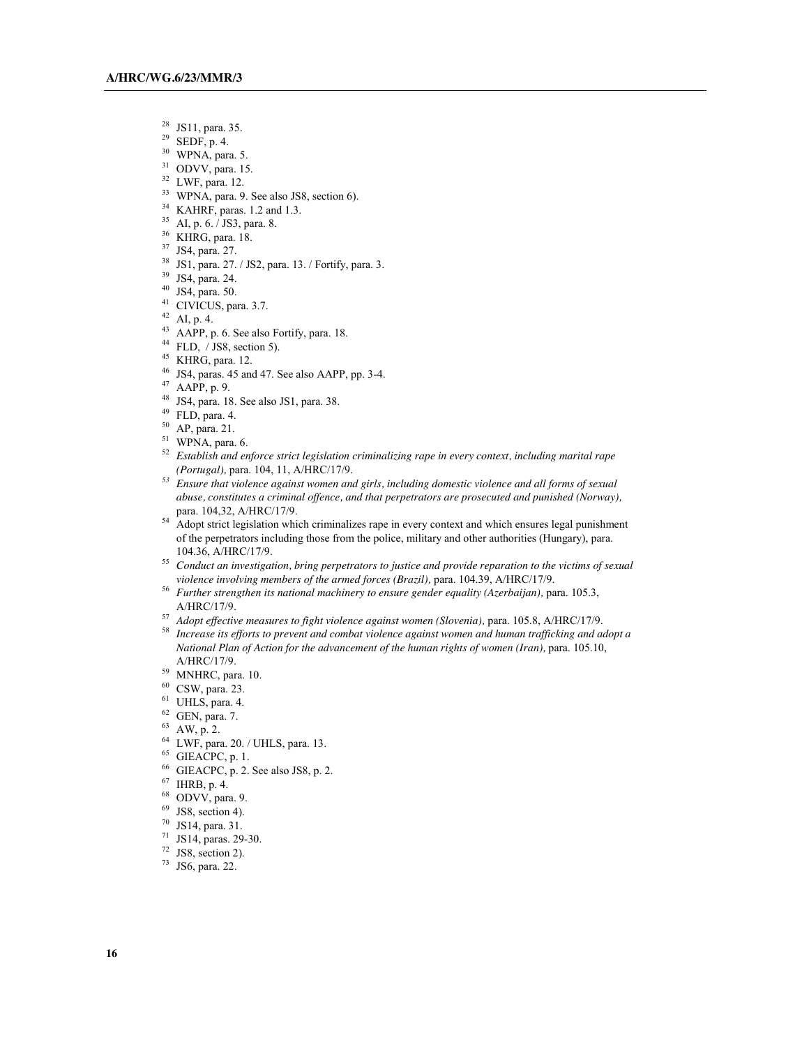[28] JS11, para. 35.
[29] SEDF, p. 4.
[30] WPNA, para. 5.
[31] ODVV, para. 15.
[32] LWF, para. 12.
[33] WPNA, para. 9. See also JS8, section 6).
[34] KAHRF, paras. 1.2 and 1.3.
[35] AI, p. 6. / JS3, para. 8.
[36] KHRG, para. 18.
[37] JS4, para. 27.
[38] JS1, para. 27. / JS2, para. 13. / Fortify, para. 3.
[39] JS4, para. 24.
[40] JS4, para. 50.
[41] CIVICUS, para. 3.7.
[42] AI, p. 4.
[43] AAPP, p. 6. See also Fortify, para. 18.
[44] FLD, / JS8, section 5).
[45] KHRG, para. 12.
[46] JS4, paras. 45 and 47. See also AAPP, pp. 3-4.
[47] AAPP, p. 9.
[48] JS4, para. 18. See also JS1, para. 38.
[49] FLD, para. 4.
[50] AP, para. 21.
[51] WPNA, para. 6.
[52] *Establish and enforce strict legislation criminalizing rape in every context, including marital rape (Portugal),* para. 104, 11, A/HRC/17/9.
[53] *Ensure that violence against women and girls, including domestic violence and all forms of sexual abuse, constitutes a criminal offence, and that perpetrators are prosecuted and punished (Norway),* para. 104,32, A/HRC/17/9.
[54] Adopt strict legislation which criminalizes rape in every context and which ensures legal punishment of the perpetrators including those from the police, military and other authorities (Hungary), para. 104.36, A/HRC/17/9.
[55] *Conduct an investigation, bring perpetrators to justice and provide reparation to the victims of sexual violence involving members of the armed forces (Brazil),* para. 104.39, A/HRC/17/9.
[56] *Further strengthen its national machinery to ensure gender equality (Azerbaijan),* para. 105.3, A/HRC/17/9.
[57] *Adopt effective measures to fight violence against women (Slovenia),* para. 105.8, A/HRC/17/9.
[58] *Increase its efforts to prevent and combat violence against women and human trafficking and adopt a National Plan of Action for the advancement of the human rights of women (Iran),* para. 105.10, A/HRC/17/9.
[59] MNHRC, para. 10.
[60] CSW, para. 23.
[61] UHLS, para. 4.
[62] GEN, para. 7.
[63] AW, p. 2.
[64] LWF, para. 20. / UHLS, para. 13.
[65] GIEACPC, p. 1.
[66] GIEACPC, p. 2. See also JS8, p. 2.
[67] IHRB, p. 4.
[68] ODVV, para. 9.
[69] JS8, section 4).
[70] JS14, para. 31.
[71] JS14, paras. 29-30.
[72] JS8, section 2).
[73] JS6, para. 22.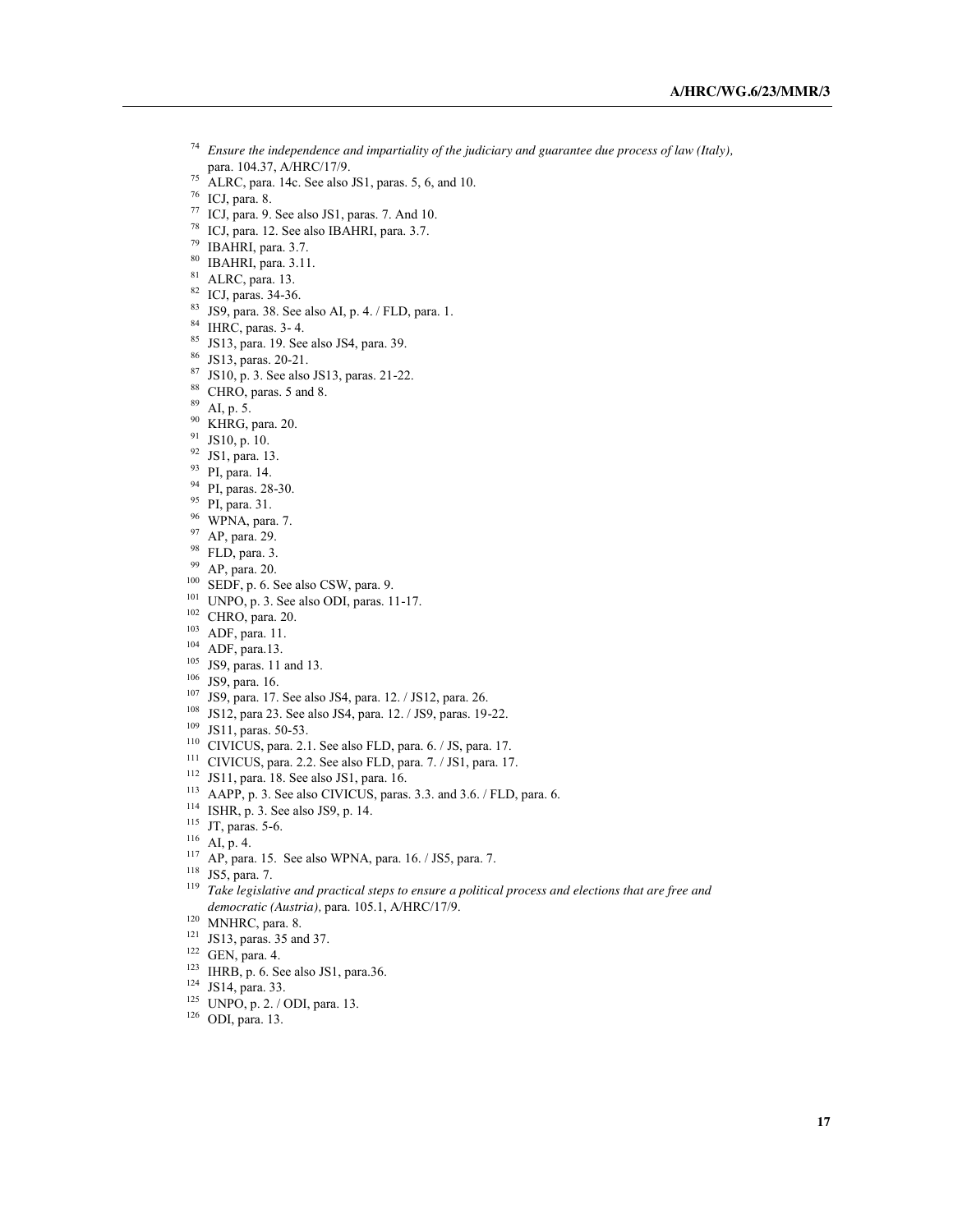[74] *Ensure the independence and impartiality of the judiciary and guarantee due process of law (Italy),* para. 104.37, A/HRC/17/9.

[75] ALRC, para. 14c. See also JS1, paras. 5, 6, and 10.

[76] ICJ, para. 8.

[77] ICJ, para. 9. See also JS1, paras. 7. And 10.

[78] ICJ, para. 12. See also IBAHRI, para. 3.7.

[79] IBAHRI, para. 3.7.

[80] IBAHRI, para. 3.11.

[81] ALRC, para. 13.

[82] ICJ, paras. 34-36.

[83] JS9, para. 38. See also AI, p. 4. / FLD, para. 1.

[84] IHRC, paras. 3- 4.

[85] JS13, para. 19. See also JS4, para. 39.

[86] JS13, paras. 20-21.

[87] JS10, p. 3. See also JS13, paras. 21-22.

[88] CHRO, paras. 5 and 8.

[89] AI, p. 5.

[90] KHRG, para. 20.

[91] JS10, p. 10.

[92] JS1, para. 13.

[93] PI, para. 14.

[94] PI, paras. 28-30.

[95] PI, para. 31.

[96] WPNA, para. 7.

[97] AP, para. 29.

[98] FLD, para. 3.

[99] AP, para. 20.

[100] SEDF, p. 6. See also CSW, para. 9.

[101] UNPO, p. 3. See also ODI, paras. 11-17.

[102] CHRO, para. 20.

[103] ADF, para. 11.

[104] ADF, para.13.

[105] JS9, paras. 11 and 13.

[106] JS9, para. 16.

[107] JS9, para. 17. See also JS4, para. 12. / JS12, para. 26.

[108] JS12, para 23. See also JS4, para. 12. / JS9, paras. 19-22.

[109] JS11, paras. 50-53.

[110] CIVICUS, para. 2.1. See also FLD, para. 6. / JS, para. 17.

[111] CIVICUS, para. 2.2. See also FLD, para. 7. / JS1, para. 17.

[112] JS11, para. 18. See also JS1, para. 16.

[113] AAPP, p. 3. See also CIVICUS, paras. 3.3. and 3.6. / FLD, para. 6.

[114] ISHR, p. 3. See also JS9, p. 14.

[115] JT, paras. 5-6.

[116] AI, p. 4.

[117] AP, para. 15. See also WPNA, para. 16. / JS5, para. 7.

[118] JS5, para. 7.

[119] *Take legislative and practical steps to ensure a political process and elections that are free and democratic (Austria),* para. 105.1, A/HRC/17/9.

[120] MNHRC, para. 8.

[121] JS13, paras. 35 and 37.

[122] GEN, para. 4.

[123] IHRB, p. 6. See also JS1, para.36.

[124] JS14, para. 33.

[125] UNPO, p. 2. / ODI, para. 13.

[126] ODI, para. 13.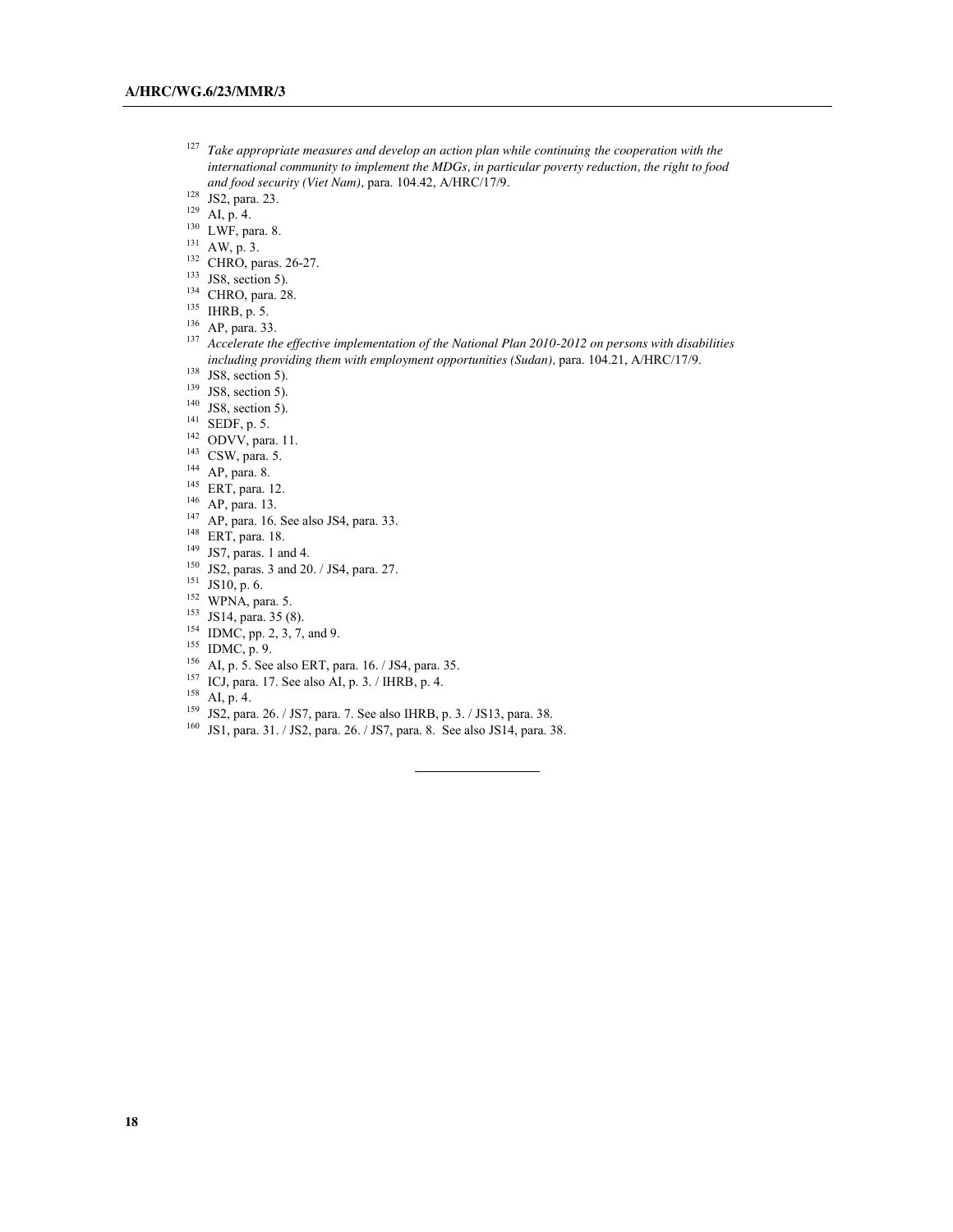[127] *Take appropriate measures and develop an action plan while continuing the cooperation with the international community to implement the MDGs, in particular poverty reduction, the right to food and food security (Viet Nam),* para. 104.42, A/HRC/17/9.

[128] JS2, para. 23.

[129] AI, p. 4.

[130] LWF, para. 8.

[131] AW, p. 3.

[132] CHRO, paras. 26-27.

[133] JS8, section 5).

[134] CHRO, para. 28.

[135] IHRB, p. 5.

[136] AP, para. 33.

[137] *Accelerate the effective implementation of the National Plan 2010-2012 on persons with disabilities including providing them with employment opportunities (Sudan),* para. 104.21, A/HRC/17/9.

[138] JS8, section 5).

[139] JS8, section 5).

[140] JS8, section 5).

[141] SEDF, p. 5.

[142] ODVV, para. 11.

[143] CSW, para. 5.

[144] AP, para. 8.

[145] ERT, para. 12.

[146] AP, para. 13.

[147] AP, para. 16. See also JS4, para. 33.

[148] ERT, para. 18.

[149] JS7, paras. 1 and 4.

[150] JS2, paras. 3 and 20. / JS4, para. 27.

[151] JS10, p. 6.

[152] WPNA, para. 5.

[153] JS14, para. 35 (8).

[154] IDMC, pp. 2, 3, 7, and 9.

[155] IDMC, p. 9.

[156] AI, p. 5. See also ERT, para. 16. / JS4, para. 35.

[157] ICJ, para. 17. See also AI, p. 3. / IHRB, p. 4.

[158] AI, p. 4.

[159] JS2, para. 26. / JS7, para. 7. See also IHRB, p. 3. / JS13, para. 38.

[160] JS1, para. 31. / JS2, para. 26. / JS7, para. 8. See also JS14, para. 38.